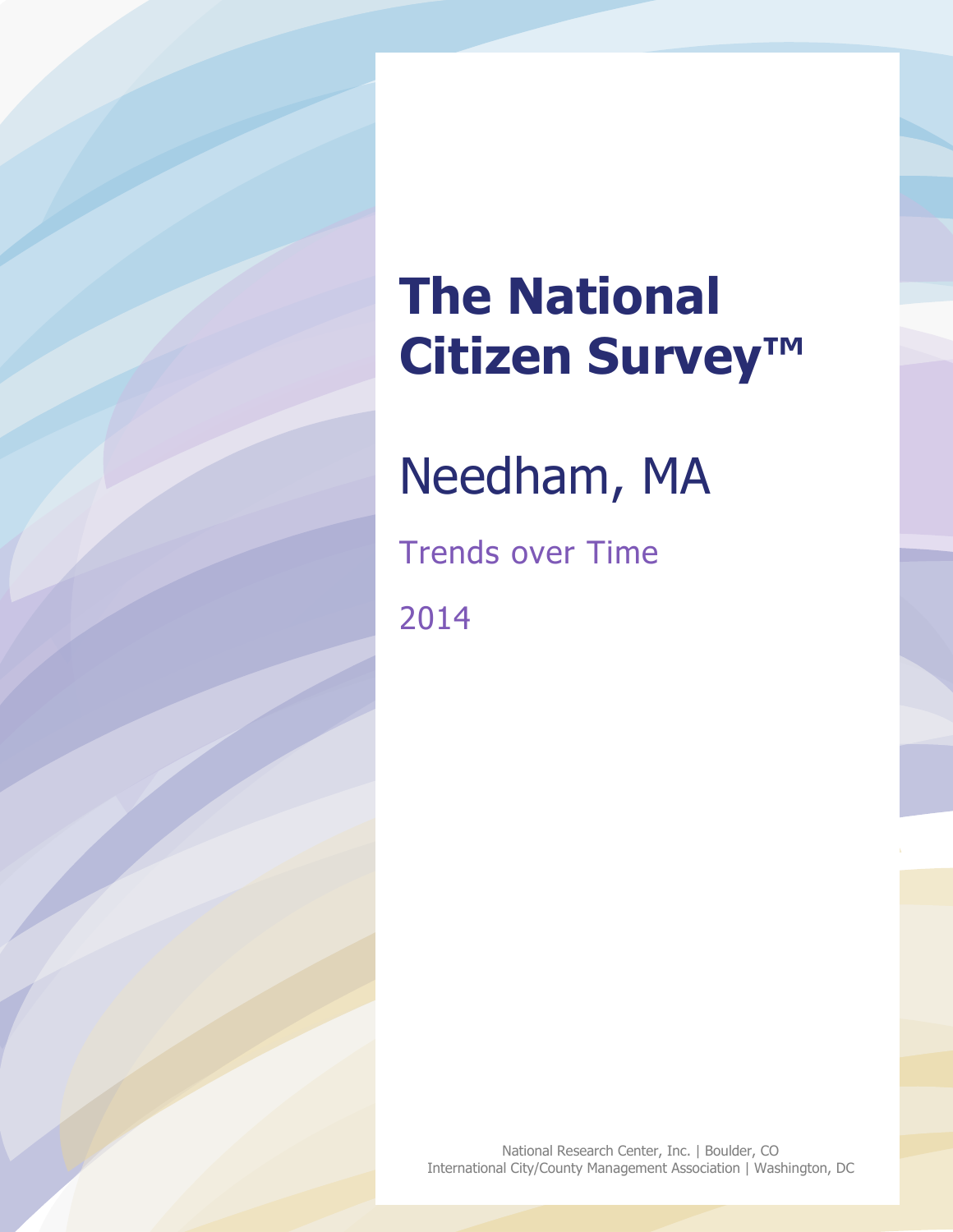# The National Citizen Survey™

## Needham, MA

Trends over Time

2014

National Research Center, Inc. | Boulder, CO
International City/County Management Association | Washington, DC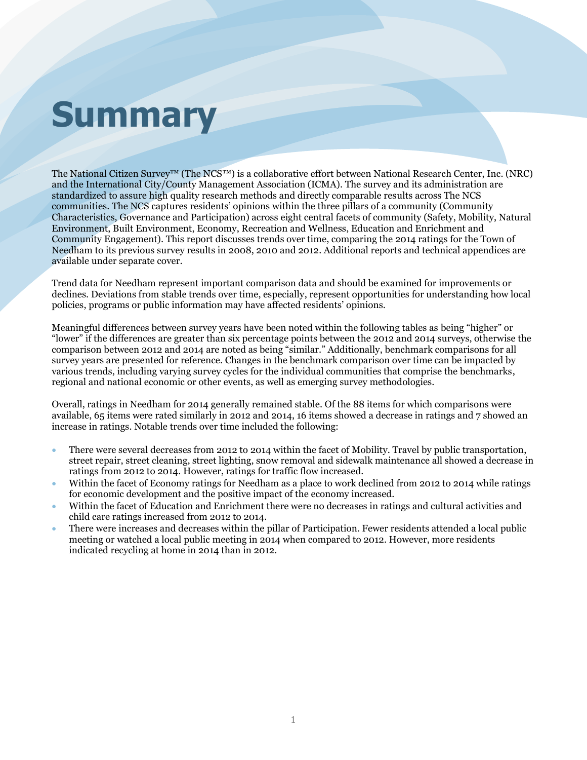# Summary

The National Citizen Survey™ (The NCS™) is a collaborative effort between National Research Center, Inc. (NRC) and the International City/County Management Association (ICMA). The survey and its administration are standardized to assure high quality research methods and directly comparable results across The NCS communities. The NCS captures residents' opinions within the three pillars of a community (Community Characteristics, Governance and Participation) across eight central facets of community (Safety, Mobility, Natural Environment, Built Environment, Economy, Recreation and Wellness, Education and Enrichment and Community Engagement). This report discusses trends over time, comparing the 2014 ratings for the Town of Needham to its previous survey results in 2008, 2010 and 2012. Additional reports and technical appendices are available under separate cover.

Trend data for Needham represent important comparison data and should be examined for improvements or declines. Deviations from stable trends over time, especially, represent opportunities for understanding how local policies, programs or public information may have affected residents' opinions.

Meaningful differences between survey years have been noted within the following tables as being "higher" or "lower" if the differences are greater than six percentage points between the 2012 and 2014 surveys, otherwise the comparison between 2012 and 2014 are noted as being "similar." Additionally, benchmark comparisons for all survey years are presented for reference. Changes in the benchmark comparison over time can be impacted by various trends, including varying survey cycles for the individual communities that comprise the benchmarks, regional and national economic or other events, as well as emerging survey methodologies.

Overall, ratings in Needham for 2014 generally remained stable. Of the 88 items for which comparisons were available, 65 items were rated similarly in 2012 and 2014, 16 items showed a decrease in ratings and 7 showed an increase in ratings. Notable trends over time included the following:

- There were several decreases from 2012 to 2014 within the facet of Mobility. Travel by public transportation, street repair, street cleaning, street lighting, snow removal and sidewalk maintenance all showed a decrease in ratings from 2012 to 2014. However, ratings for traffic flow increased.
- Within the facet of Economy ratings for Needham as a place to work declined from 2012 to 2014 while ratings for economic development and the positive impact of the economy increased.
- Within the facet of Education and Enrichment there were no decreases in ratings and cultural activities and child care ratings increased from 2012 to 2014.
- There were increases and decreases within the pillar of Participation. Fewer residents attended a local public meeting or watched a local public meeting in 2014 when compared to 2012. However, more residents indicated recycling at home in 2014 than in 2012.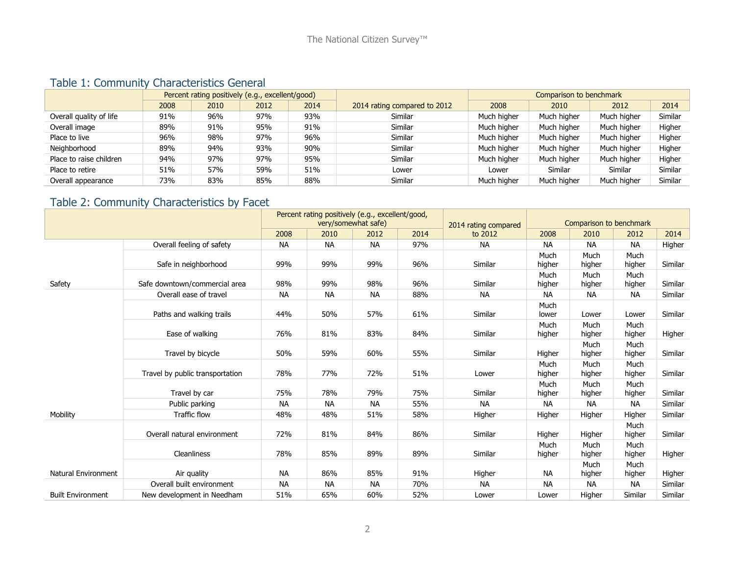## Table 1: Community Characteristics General

| | Percent rating positively (e.g., excellent/good) | | | | 2014 rating compared to 2012 | Comparison to benchmark | | | |
|---|---|---|---|---|---|---|---|---|---|
| | 2008 | 2010 | 2012 | 2014 | | 2008 | 2010 | 2012 | 2014 |
| Overall quality of life | 91% | 96% | 97% | 93% | Similar | Much higher | Much higher | Much higher | Similar |
| Overall image | 89% | 91% | 95% | 91% | Similar | Much higher | Much higher | Much higher | Higher |
| Place to live | 96% | 98% | 97% | 96% | Similar | Much higher | Much higher | Much higher | Higher |
| Neighborhood | 89% | 94% | 93% | 90% | Similar | Much higher | Much higher | Much higher | Higher |
| Place to raise children | 94% | 97% | 97% | 95% | Similar | Much higher | Much higher | Much higher | Higher |
| Place to retire | 51% | 57% | 59% | 51% | Lower | Lower | Similar | Similar | Similar |
| Overall appearance | 73% | 83% | 85% | 88% | Similar | Much higher | Much higher | Much higher | Similar |

## Table 2: Community Characteristics by Facet

| | | Percent rating positively (e.g., excellent/good, very/somewhat safe) | | | | 2014 rating compared to 2012 | Comparison to benchmark | | | |
|---|---|---|---|---|---|---|---|---|---|---|
| | | 2008 | 2010 | 2012 | 2014 | | 2008 | 2010 | 2012 | 2014 |
| Safety | Overall feeling of safety | NA | NA | NA | 97% | NA | NA | NA | NA | Higher |
| | Safe in neighborhood | 99% | 99% | 99% | 96% | Similar | Much higher | Much higher | Much higher | Similar |
| | Safe downtown/commercial area | 98% | 99% | 98% | 96% | Similar | Much higher | Much higher | Much higher | Similar |
| Mobility | Overall ease of travel | NA | NA | NA | 88% | NA | NA | NA | NA | Similar |
| | Paths and walking trails | 44% | 50% | 57% | 61% | Similar | Much lower | Lower | Lower | Similar |
| | Ease of walking | 76% | 81% | 83% | 84% | Similar | Much higher | Much higher | Much higher | Higher |
| | Travel by bicycle | 50% | 59% | 60% | 55% | Similar | Higher | Much higher | Much higher | Similar |
| | Travel by public transportation | 78% | 77% | 72% | 51% | Lower | Much higher | Much higher | Much higher | Similar |
| | Travel by car | 75% | 78% | 79% | 75% | Similar | Much higher | Much higher | Much higher | Similar |
| | Public parking | NA | NA | NA | 55% | NA | NA | NA | NA | Similar |
| | Traffic flow | 48% | 48% | 51% | 58% | Higher | Higher | Higher | Higher | Similar |
| Natural Environment | Overall natural environment | 72% | 81% | 84% | 86% | Similar | Higher | Higher | Much higher | Similar |
| | Cleanliness | 78% | 85% | 89% | 89% | Similar | Much higher | Much higher | Much higher | Higher |
| | Air quality | NA | 86% | 85% | 91% | Higher | NA | Much higher | Much higher | Higher |
| Built Environment | Overall built environment | NA | NA | NA | 70% | NA | NA | NA | NA | Similar |
| | New development in Needham | 51% | 65% | 60% | 52% | Lower | Lower | Higher | Similar | Similar |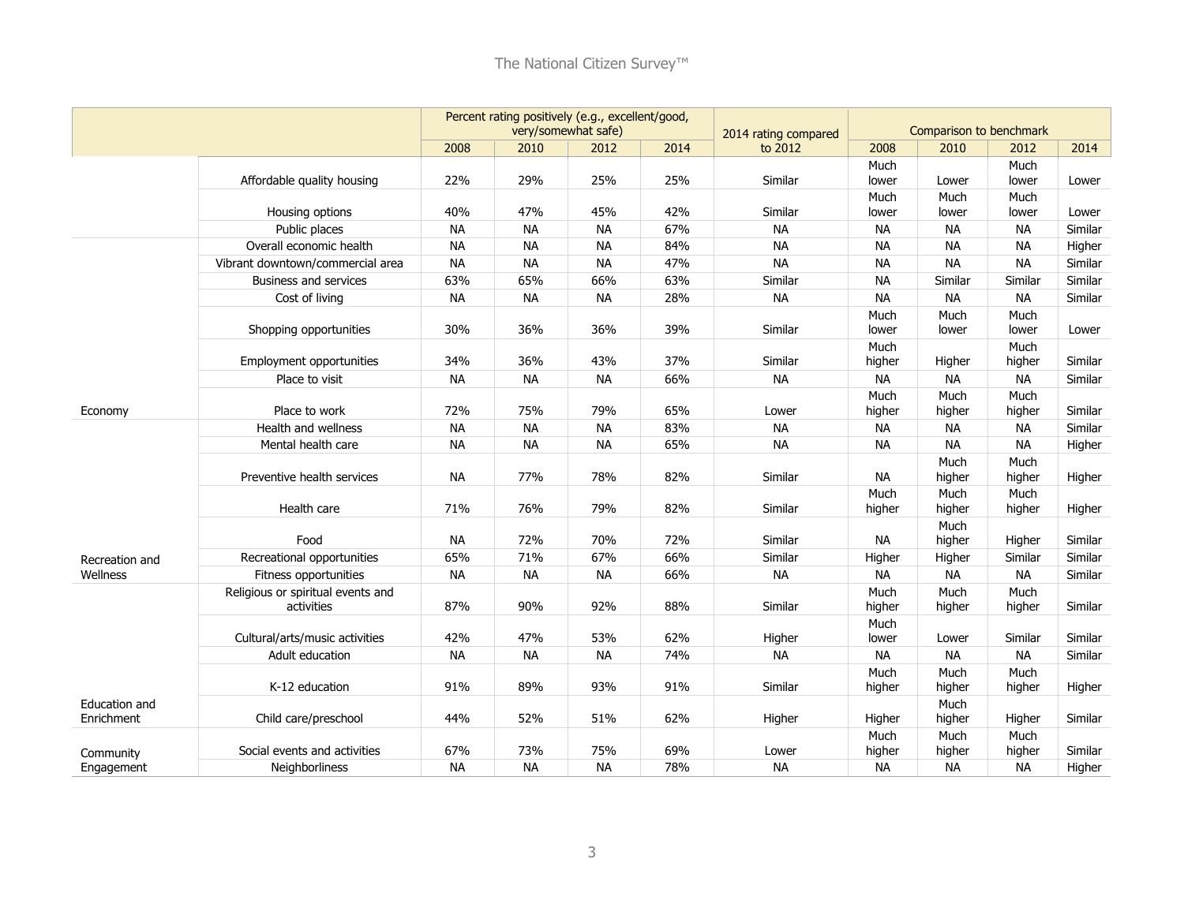| | | Percent rating positively (e.g., excellent/good, very/somewhat safe) | | | | 2014 rating compared to 2012 | Comparison to benchmark | | | |
|---|---|---|---|---|---|---|---|---|---|---|
| | | 2008 | 2010 | 2012 | 2014 | | 2008 | 2010 | 2012 | 2014 |
| | Affordable quality housing | 22% | 29% | 25% | 25% | Similar | Much lower | Lower | Much lower | Lower |
| | Housing options | 40% | 47% | 45% | 42% | Similar | Much lower | Much lower | Much lower | Lower |
| | Public places | NA | NA | NA | 67% | NA | NA | NA | NA | Similar |
| Economy | Overall economic health | NA | NA | NA | 84% | NA | NA | NA | NA | Higher |
| | Vibrant downtown/commercial area | NA | NA | NA | 47% | NA | NA | NA | NA | Similar |
| | Business and services | 63% | 65% | 66% | 63% | Similar | NA | Similar | Similar | Similar |
| | Cost of living | NA | NA | NA | 28% | NA | NA | NA | NA | Similar |
| | Shopping opportunities | 30% | 36% | 36% | 39% | Similar | Much lower | Much lower | Much lower | Lower |
| | Employment opportunities | 34% | 36% | 43% | 37% | Similar | Much higher | Higher | Much higher | Similar |
| | Place to visit | NA | NA | NA | 66% | NA | NA | NA | NA | Similar |
| | Place to work | 72% | 75% | 79% | 65% | Lower | Much higher | Much higher | Much higher | Similar |
| Recreation and Wellness | Health and wellness | NA | NA | NA | 83% | NA | NA | NA | NA | Similar |
| | Mental health care | NA | NA | NA | 65% | NA | NA | NA | NA | Higher |
| | Preventive health services | NA | 77% | 78% | 82% | Similar | NA | Much higher | Much higher | Higher |
| | Health care | 71% | 76% | 79% | 82% | Similar | Much higher | Much higher | Much higher | Higher |
| | Food | NA | 72% | 70% | 72% | Similar | NA | Much higher | Higher | Similar |
| | Recreational opportunities | 65% | 71% | 67% | 66% | Similar | Higher | Higher | Similar | Similar |
| | Fitness opportunities | NA | NA | NA | 66% | NA | NA | NA | NA | Similar |
| Education and Enrichment | Religious or spiritual events and activities | 87% | 90% | 92% | 88% | Similar | Much higher | Much higher | Much higher | Similar |
| | Cultural/arts/music activities | 42% | 47% | 53% | 62% | Higher | Much lower | Lower | Similar | Similar |
| | Adult education | NA | NA | NA | 74% | NA | NA | NA | NA | Similar |
| | K-12 education | 91% | 89% | 93% | 91% | Similar | Much higher | Much higher | Much higher | Higher |
| | Child care/preschool | 44% | 52% | 51% | 62% | Higher | Higher | Much higher | Higher | Similar |
| Community Engagement | Social events and activities | 67% | 73% | 75% | 69% | Lower | Much higher | Much higher | Much higher | Similar |
| | Neighborliness | NA | NA | NA | 78% | NA | NA | NA | NA | Higher |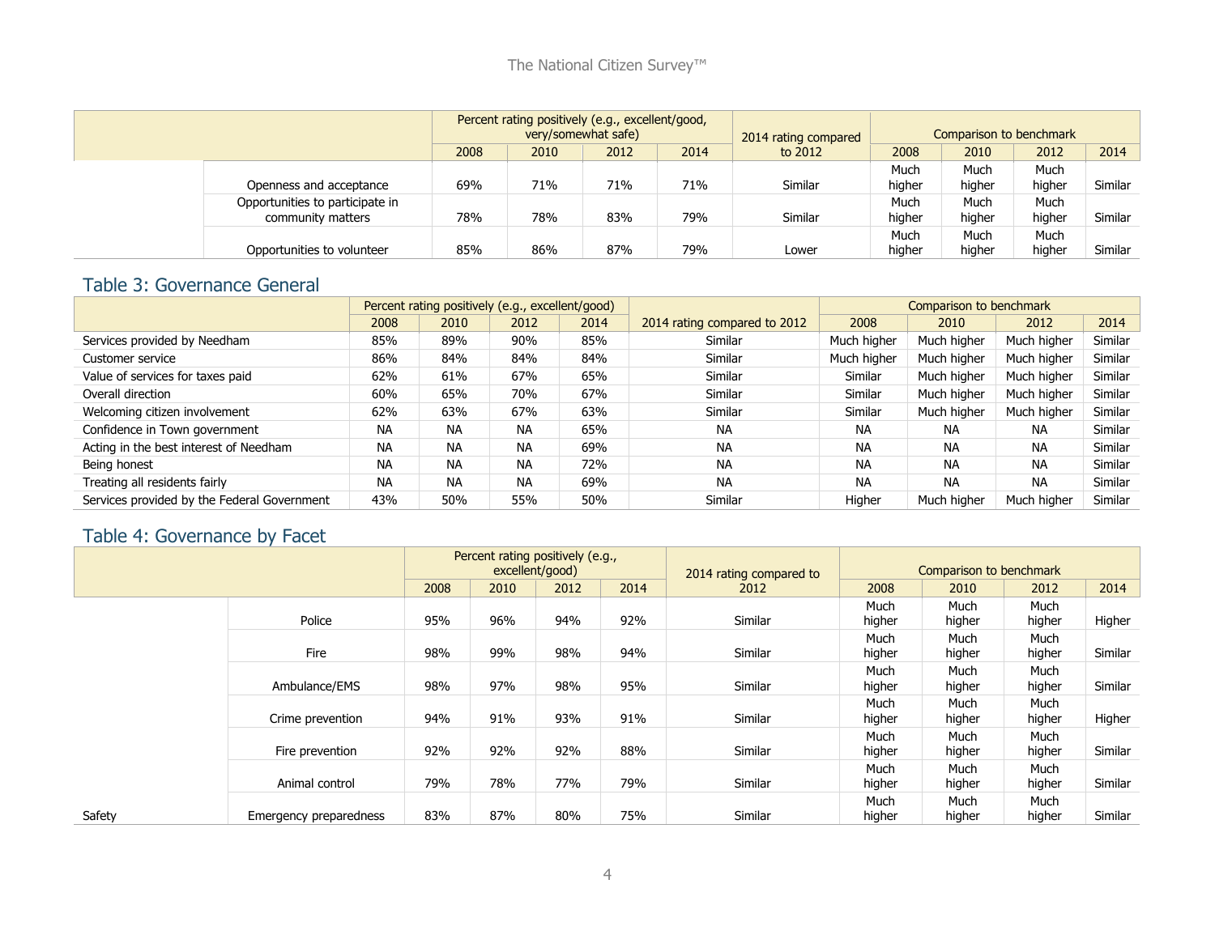| | | Percent rating positively (e.g., excellent/good, very/somewhat safe) | | | | 2014 rating compared to 2012 | Comparison to benchmark | | | |
|---|---|---|---|---|---|---|---|---|---|---|
| | | 2008 | 2010 | 2012 | 2014 | | 2008 | 2010 | 2012 | 2014 |
| | Openness and acceptance | 69% | 71% | 71% | 71% | Similar | Much higher | Much higher | Much higher | Similar |
| | Opportunities to participate in community matters | 78% | 78% | 83% | 79% | Similar | Much higher | Much higher | Much higher | Similar |
| | Opportunities to volunteer | 85% | 86% | 87% | 79% | Lower | Much higher | Much higher | Much higher | Similar |

## Table 3: Governance General

| | Percent rating positively (e.g., excellent/good) | | | | 2014 rating compared to 2012 | Comparison to benchmark | | | |
|---|---|---|---|---|---|---|---|---|---|
| | 2008 | 2010 | 2012 | 2014 | | 2008 | 2010 | 2012 | 2014 |
| Services provided by Needham | 85% | 89% | 90% | 85% | Similar | Much higher | Much higher | Much higher | Similar |
| Customer service | 86% | 84% | 84% | 84% | Similar | Much higher | Much higher | Much higher | Similar |
| Value of services for taxes paid | 62% | 61% | 67% | 65% | Similar | Similar | Much higher | Much higher | Similar |
| Overall direction | 60% | 65% | 70% | 67% | Similar | Similar | Much higher | Much higher | Similar |
| Welcoming citizen involvement | 62% | 63% | 67% | 63% | Similar | Similar | Much higher | Much higher | Similar |
| Confidence in Town government | NA | NA | NA | 65% | NA | NA | NA | NA | Similar |
| Acting in the best interest of Needham | NA | NA | NA | 69% | NA | NA | NA | NA | Similar |
| Being honest | NA | NA | NA | 72% | NA | NA | NA | NA | Similar |
| Treating all residents fairly | NA | NA | NA | 69% | NA | NA | NA | NA | Similar |
| Services provided by the Federal Government | 43% | 50% | 55% | 50% | Similar | Higher | Much higher | Much higher | Similar |

## Table 4: Governance by Facet

| | | Percent rating positively (e.g., excellent/good) | | | | 2014 rating compared to 2012 | Comparison to benchmark | | | |
|---|---|---|---|---|---|---|---|---|---|---|
| | | 2008 | 2010 | 2012 | 2014 | | 2008 | 2010 | 2012 | 2014 |
| | Police | 95% | 96% | 94% | 92% | Similar | Much higher | Much higher | Much higher | Higher |
| | Fire | 98% | 99% | 98% | 94% | Similar | Much higher | Much higher | Much higher | Similar |
| | Ambulance/EMS | 98% | 97% | 98% | 95% | Similar | Much higher | Much higher | Much higher | Similar |
| | Crime prevention | 94% | 91% | 93% | 91% | Similar | Much higher | Much higher | Much higher | Higher |
| | Fire prevention | 92% | 92% | 92% | 88% | Similar | Much higher | Much higher | Much higher | Similar |
| | Animal control | 79% | 78% | 77% | 79% | Similar | Much higher | Much higher | Much higher | Similar |
| Safety | Emergency preparedness | 83% | 87% | 80% | 75% | Similar | Much higher | Much higher | Much higher | Similar |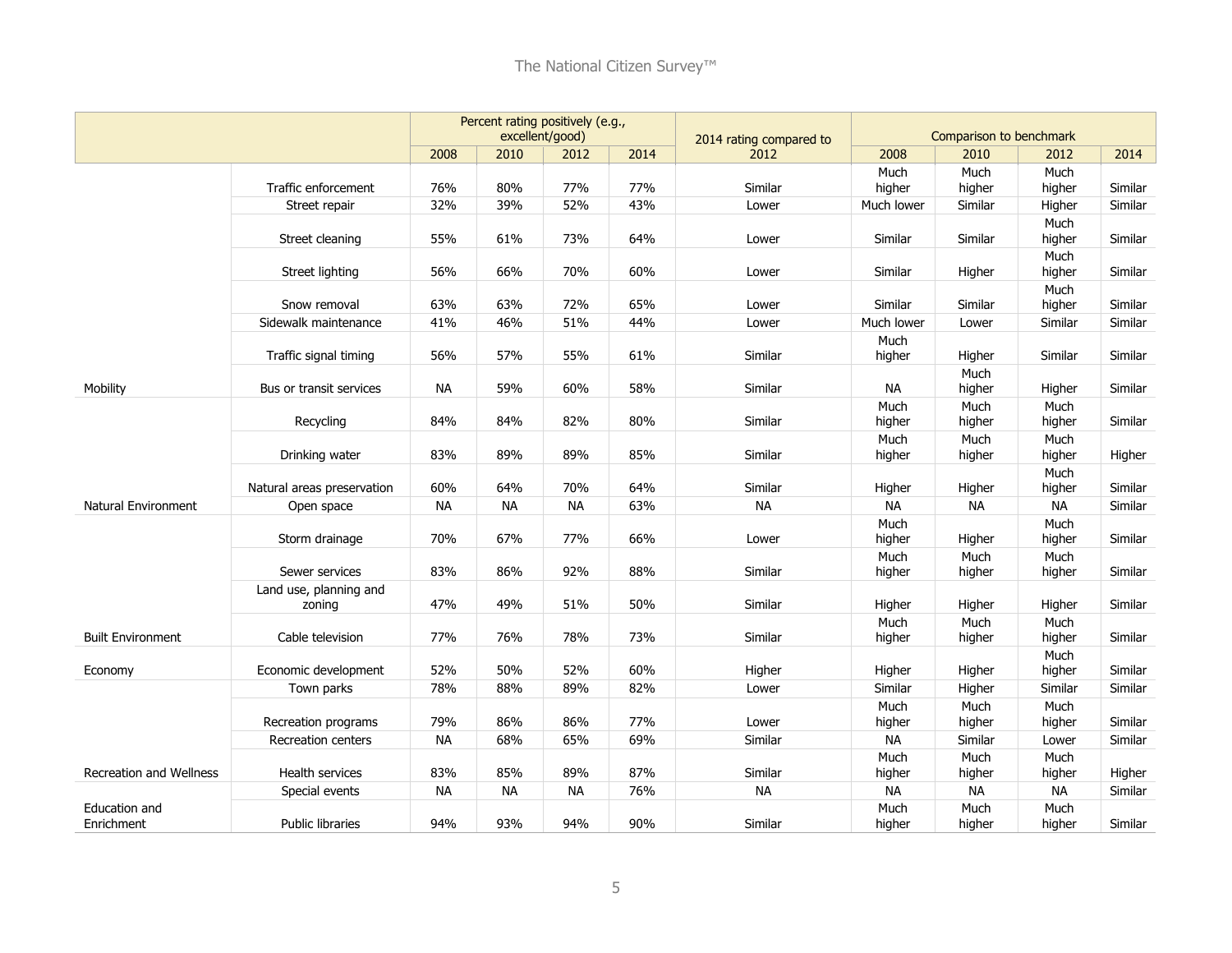| | | Percent rating positively (e.g., excellent/good) | | | | 2014 rating compared to 2012 | Comparison to benchmark | | | |
|---|---|---|---|---|---|---|---|---|---|---|
| | | 2008 | 2010 | 2012 | 2014 | | 2008 | 2010 | 2012 | 2014 |
| Mobility | Traffic enforcement | 76% | 80% | 77% | 77% | Similar | Much higher | Much higher | Much higher | Similar |
| | Street repair | 32% | 39% | 52% | 43% | Lower | Much lower | Similar | Higher | Similar |
| | Street cleaning | 55% | 61% | 73% | 64% | Lower | Similar | Similar | Much higher | Similar |
| | Street lighting | 56% | 66% | 70% | 60% | Lower | Similar | Higher | Much higher | Similar |
| | Snow removal | 63% | 63% | 72% | 65% | Lower | Similar | Similar | Much higher | Similar |
| | Sidewalk maintenance | 41% | 46% | 51% | 44% | Lower | Much lower | Lower | Similar | Similar |
| | Traffic signal timing | 56% | 57% | 55% | 61% | Similar | Much higher | Higher | Similar | Similar |
| | Bus or transit services | NA | 59% | 60% | 58% | Similar | NA | Much higher | Higher | Similar |
| Natural Environment | Recycling | 84% | 84% | 82% | 80% | Similar | Much higher | Much higher | Much higher | Similar |
| | Drinking water | 83% | 89% | 89% | 85% | Similar | Much higher | Much higher | Much higher | Higher |
| | Natural areas preservation | 60% | 64% | 70% | 64% | Similar | Higher | Higher | Much higher | Similar |
| | Open space | NA | NA | NA | 63% | NA | NA | NA | NA | Similar |
| Built Environment | Storm drainage | 70% | 67% | 77% | 66% | Lower | Much higher | Higher | Much higher | Similar |
| | Sewer services | 83% | 86% | 92% | 88% | Similar | Much higher | Much higher | Much higher | Similar |
| | Land use, planning and zoning | 47% | 49% | 51% | 50% | Similar | Higher | Higher | Higher | Similar |
| | Cable television | 77% | 76% | 78% | 73% | Similar | Much higher | Much higher | Much higher | Similar |
| Economy | Economic development | 52% | 50% | 52% | 60% | Higher | Higher | Higher | Much higher | Similar |
| Recreation and Wellness | Town parks | 78% | 88% | 89% | 82% | Lower | Similar | Higher | Similar | Similar |
| | Recreation programs | 79% | 86% | 86% | 77% | Lower | Much higher | Much higher | Much higher | Similar |
| | Recreation centers | NA | 68% | 65% | 69% | Similar | NA | Similar | Lower | Similar |
| | Health services | 83% | 85% | 89% | 87% | Similar | Much higher | Much higher | Much higher | Higher |
| Education and Enrichment | Special events | NA | NA | NA | 76% | NA | NA | NA | NA | Similar |
| | Public libraries | 94% | 93% | 94% | 90% | Similar | Much higher | Much higher | Much higher | Similar |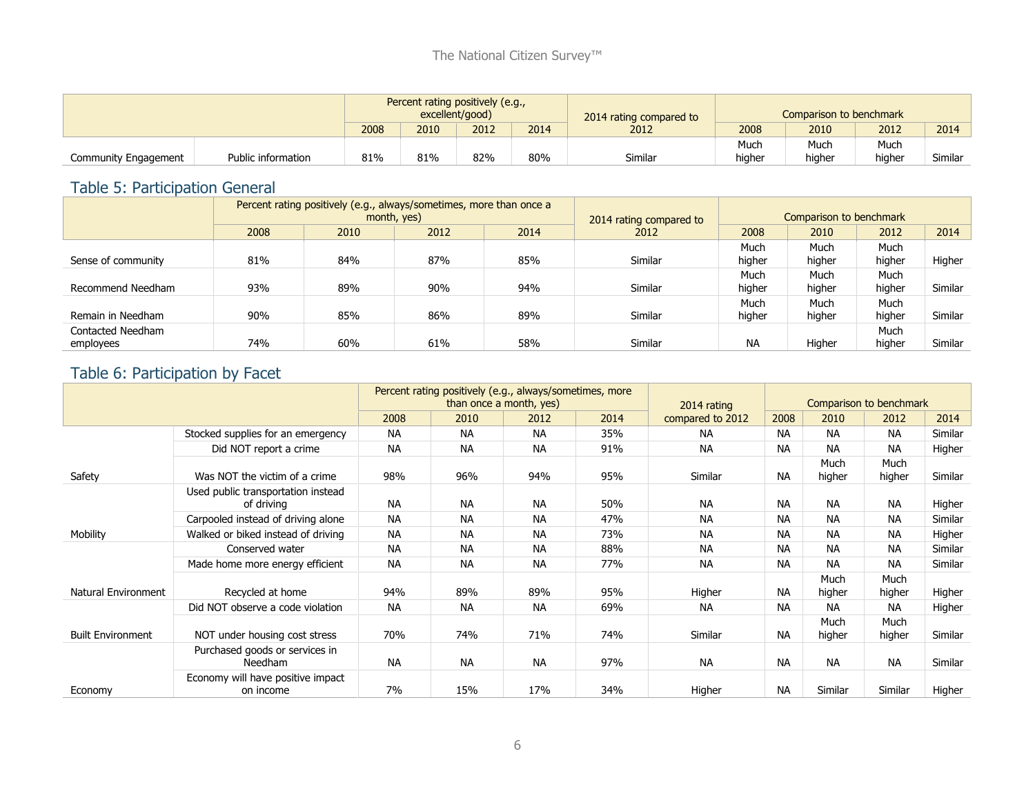| | | Percent rating positively (e.g., excellent/good) | | | | 2014 rating compared to 2012 | Comparison to benchmark | | | |
|---|---|---|---|---|---|---|---|---|---|---|
| | | 2008 | 2010 | 2012 | 2014 | | 2008 | 2010 | 2012 | 2014 |
| Community Engagement | Public information | 81% | 81% | 82% | 80% | Similar | Much higher | Much higher | Much higher | Similar |

## Table 5: Participation General

| | Percent rating positively (e.g., always/sometimes, more than once a month, yes) | | | | 2014 rating compared to 2012 | Comparison to benchmark | | | |
|---|---|---|---|---|---|---|---|---|---|
| | 2008 | 2010 | 2012 | 2014 | | 2008 | 2010 | 2012 | 2014 |
| Sense of community | 81% | 84% | 87% | 85% | Similar | Much higher | Much higher | Much higher | Higher |
| Recommend Needham | 93% | 89% | 90% | 94% | Similar | Much higher | Much higher | Much higher | Similar |
| Remain in Needham | 90% | 85% | 86% | 89% | Similar | Much higher | Much higher | Much higher | Similar |
| Contacted Needham employees | 74% | 60% | 61% | 58% | Similar | NA | Higher | Much higher | Similar |

## Table 6: Participation by Facet

| | | Percent rating positively (e.g., always/sometimes, more than once a month, yes) | | | | 2014 rating compared to 2012 | Comparison to benchmark | | | |
|---|---|---|---|---|---|---|---|---|---|---|
| | | 2008 | 2010 | 2012 | 2014 | | 2008 | 2010 | 2012 | 2014 |
| Safety | Stocked supplies for an emergency | NA | NA | NA | 35% | NA | NA | NA | NA | Similar |
| | Did NOT report a crime | NA | NA | NA | 91% | NA | NA | NA | NA | Higher |
| | Was NOT the victim of a crime | 98% | 96% | 94% | 95% | Similar | NA | Much higher | Much higher | Similar |
| Mobility | Used public transportation instead of driving | NA | NA | NA | 50% | NA | NA | NA | NA | Higher |
| | Carpooled instead of driving alone | NA | NA | NA | 47% | NA | NA | NA | NA | Similar |
| | Walked or biked instead of driving | NA | NA | NA | 73% | NA | NA | NA | NA | Higher |
| Natural Environment | Conserved water | NA | NA | NA | 88% | NA | NA | NA | NA | Similar |
| | Made home more energy efficient | NA | NA | NA | 77% | NA | NA | NA | NA | Similar |
| | Recycled at home | 94% | 89% | 89% | 95% | Higher | NA | Much higher | Much higher | Higher |
| Built Environment | Did NOT observe a code violation | NA | NA | NA | 69% | NA | NA | NA | NA | Higher |
| | NOT under housing cost stress | 70% | 74% | 71% | 74% | Similar | NA | Much higher | Much higher | Similar |
| Economy | Purchased goods or services in Needham | NA | NA | NA | 97% | NA | NA | NA | NA | Similar |
| | Economy will have positive impact on income | 7% | 15% | 17% | 34% | Higher | NA | Similar | Similar | Higher |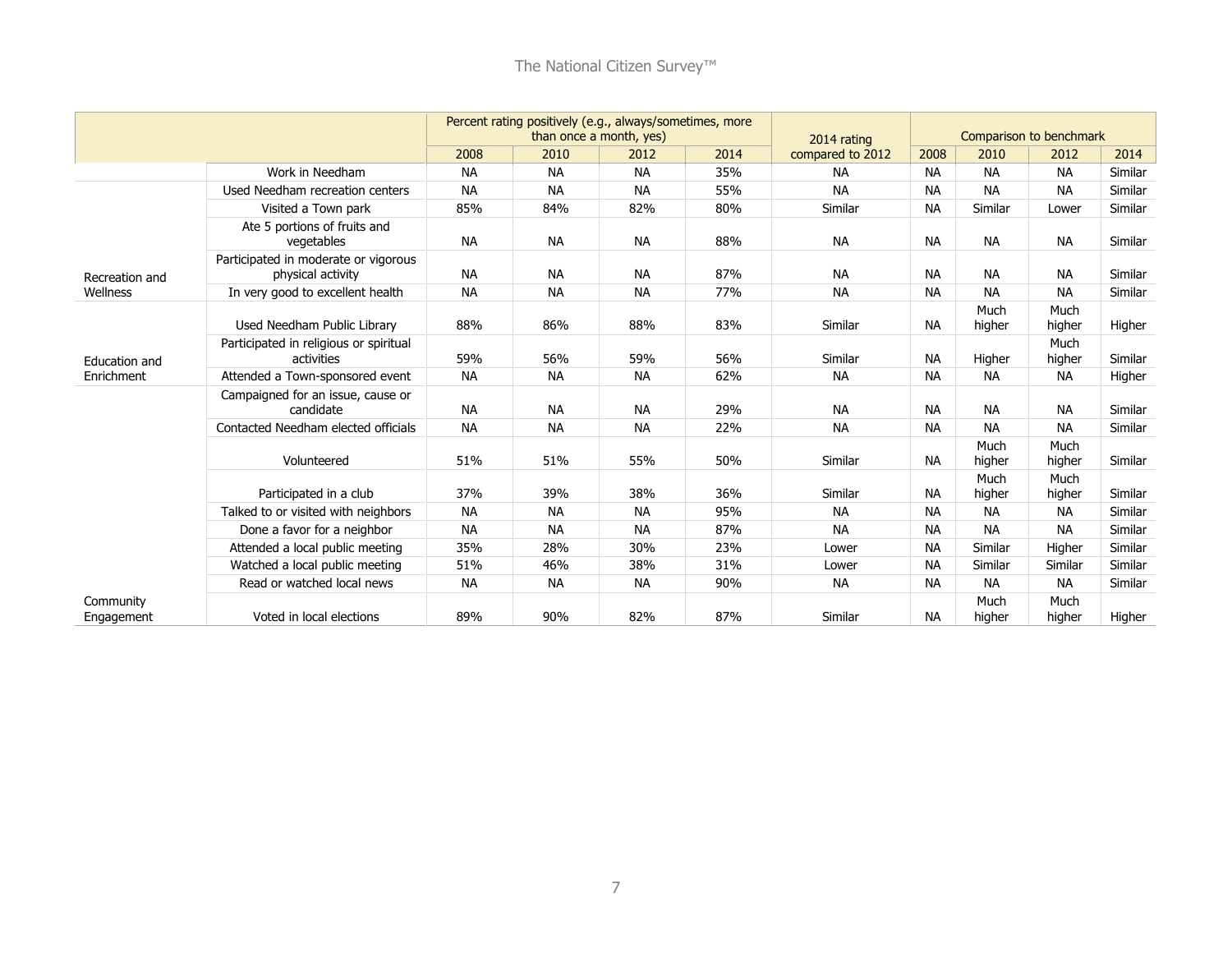| | | Percent rating positively (e.g., always/sometimes, more than once a month, yes) | | | | 2014 rating compared to 2012 | Comparison to benchmark | | | |
|---|---|---|---|---|---|---|---|---|---|---|
| | | 2008 | 2010 | 2012 | 2014 | | 2008 | 2010 | 2012 | 2014 |
| | Work in Needham | NA | NA | NA | 35% | NA | NA | NA | NA | Similar |
| Recreation and Wellness | Used Needham recreation centers | NA | NA | NA | 55% | NA | NA | NA | NA | Similar |
| | Visited a Town park | 85% | 84% | 82% | 80% | Similar | NA | Similar | Lower | Similar |
| | Ate 5 portions of fruits and vegetables | NA | NA | NA | 88% | NA | NA | NA | NA | Similar |
| | Participated in moderate or vigorous physical activity | NA | NA | NA | 87% | NA | NA | NA | NA | Similar |
| | In very good to excellent health | NA | NA | NA | 77% | NA | NA | NA | NA | Similar |
| Education and Enrichment | Used Needham Public Library | 88% | 86% | 88% | 83% | Similar | NA | Much higher | Much higher | Higher |
| | Participated in religious or spiritual activities | 59% | 56% | 59% | 56% | Similar | NA | Higher | Much higher | Similar |
| | Attended a Town-sponsored event | NA | NA | NA | 62% | NA | NA | NA | NA | Higher |
| Community Engagement | Campaigned for an issue, cause or candidate | NA | NA | NA | 29% | NA | NA | NA | NA | Similar |
| | Contacted Needham elected officials | NA | NA | NA | 22% | NA | NA | NA | NA | Similar |
| | Volunteered | 51% | 51% | 55% | 50% | Similar | NA | Much higher | Much higher | Similar |
| | Participated in a club | 37% | 39% | 38% | 36% | Similar | NA | Much higher | Much higher | Similar |
| | Talked to or visited with neighbors | NA | NA | NA | 95% | NA | NA | NA | NA | Similar |
| | Done a favor for a neighbor | NA | NA | NA | 87% | NA | NA | NA | NA | Similar |
| | Attended a local public meeting | 35% | 28% | 30% | 23% | Lower | NA | Similar | Higher | Similar |
| | Watched a local public meeting | 51% | 46% | 38% | 31% | Lower | NA | Similar | Similar | Similar |
| | Read or watched local news | NA | NA | NA | 90% | NA | NA | NA | NA | Similar |
| | Voted in local elections | 89% | 90% | 82% | 87% | Similar | NA | Much higher | Much higher | Higher |